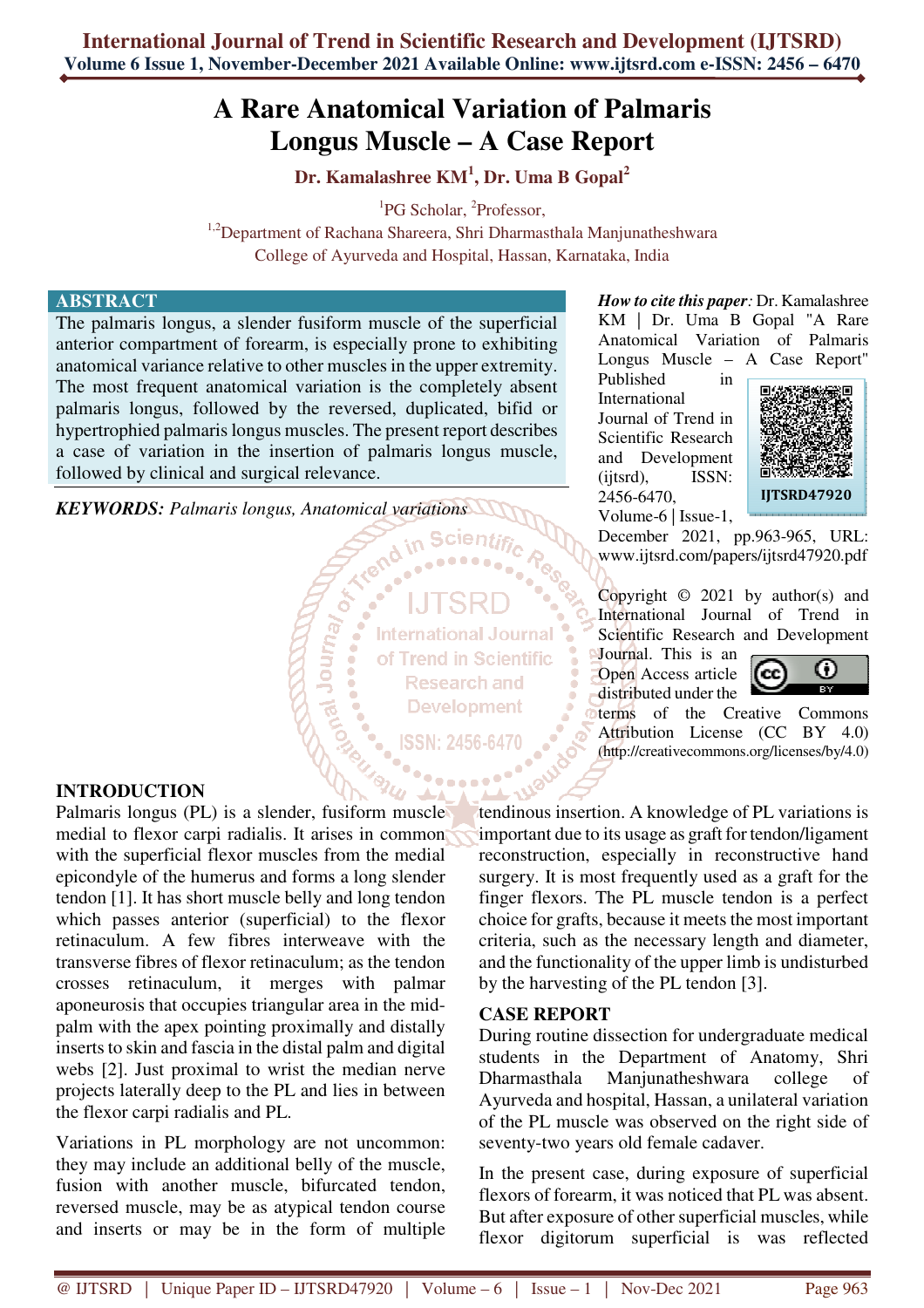# A Rare Anatomical Variation of Palmaris Longus Muscle – A Case Report

**Dr. Kamalashree KM[1], Dr. Uma B Gopal[2]**

[1]PG Scholar, [2]Professor,

[1,2]Department of Rachana Shareera, Shri Dharmasthala Manjunatheshwara College of Ayurveda and Hospital, Hassan, Karnataka, India

## ABSTRACT

The palmaris longus, a slender fusiform muscle of the superficial anterior compartment of forearm, is especially prone to exhibiting anatomical variance relative to other muscles in the upper extremity. The most frequent anatomical variation is the completely absent palmaris longus, followed by the reversed, duplicated, bifid or hypertrophied palmaris longus muscles. The present report describes a case of variation in the insertion of palmaris longus muscle, followed by clinical and surgical relevance.

***KEYWORDS:*** *Palmaris longus, Anatomical variations*

***How to cite this paper:*** Dr. Kamalashree KM | Dr. Uma B Gopal "A Rare Anatomical Variation of Palmaris Longus Muscle – A Case Report" Published in International Journal of Trend in Scientific Research and Development (ijtsrd), ISSN: 2456-6470, Volume-6 | Issue-1, December 2021, pp.963-965, URL: www.ijtsrd.com/papers/ijtsrd47920.pdf

IJTSRD47920

Copyright © 2021 by author(s) and International Journal of Trend in Scientific Research and Development Journal. This is an Open Access article distributed under the terms of the Creative Commons Attribution License (CC BY 4.0) (http://creativecommons.org/licenses/by/4.0)

## INTRODUCTION

Palmaris longus (PL) is a slender, fusiform muscle medial to flexor carpi radialis. It arises in common with the superficial flexor muscles from the medial epicondyle of the humerus and forms a long slender tendon [1]. It has short muscle belly and long tendon which passes anterior (superficial) to the flexor retinaculum. A few fibres interweave with the transverse fibres of flexor retinaculum; as the tendon crosses retinaculum, it merges with palmar aponeurosis that occupies triangular area in the mid-palm with the apex pointing proximally and distally inserts to skin and fascia in the distal palm and digital webs [2]. Just proximal to wrist the median nerve projects laterally deep to the PL and lies in between the flexor carpi radialis and PL.

Variations in PL morphology are not uncommon: they may include an additional belly of the muscle, fusion with another muscle, bifurcated tendon, reversed muscle, may be as atypical tendon course and inserts or may be in the form of multiple tendinous insertion. A knowledge of PL variations is important due to its usage as graft for tendon/ligament reconstruction, especially in reconstructive hand surgery. It is most frequently used as a graft for the finger flexors. The PL muscle tendon is a perfect choice for grafts, because it meets the most important criteria, such as the necessary length and diameter, and the functionality of the upper limb is undisturbed by the harvesting of the PL tendon [3].

## CASE REPORT

During routine dissection for undergraduate medical students in the Department of Anatomy, Shri Dharmasthala Manjunatheshwara college of Ayurveda and hospital, Hassan, a unilateral variation of the PL muscle was observed on the right side of seventy-two years old female cadaver.

In the present case, during exposure of superficial flexors of forearm, it was noticed that PL was absent. But after exposure of other superficial muscles, while flexor digitorum superficial is was reflected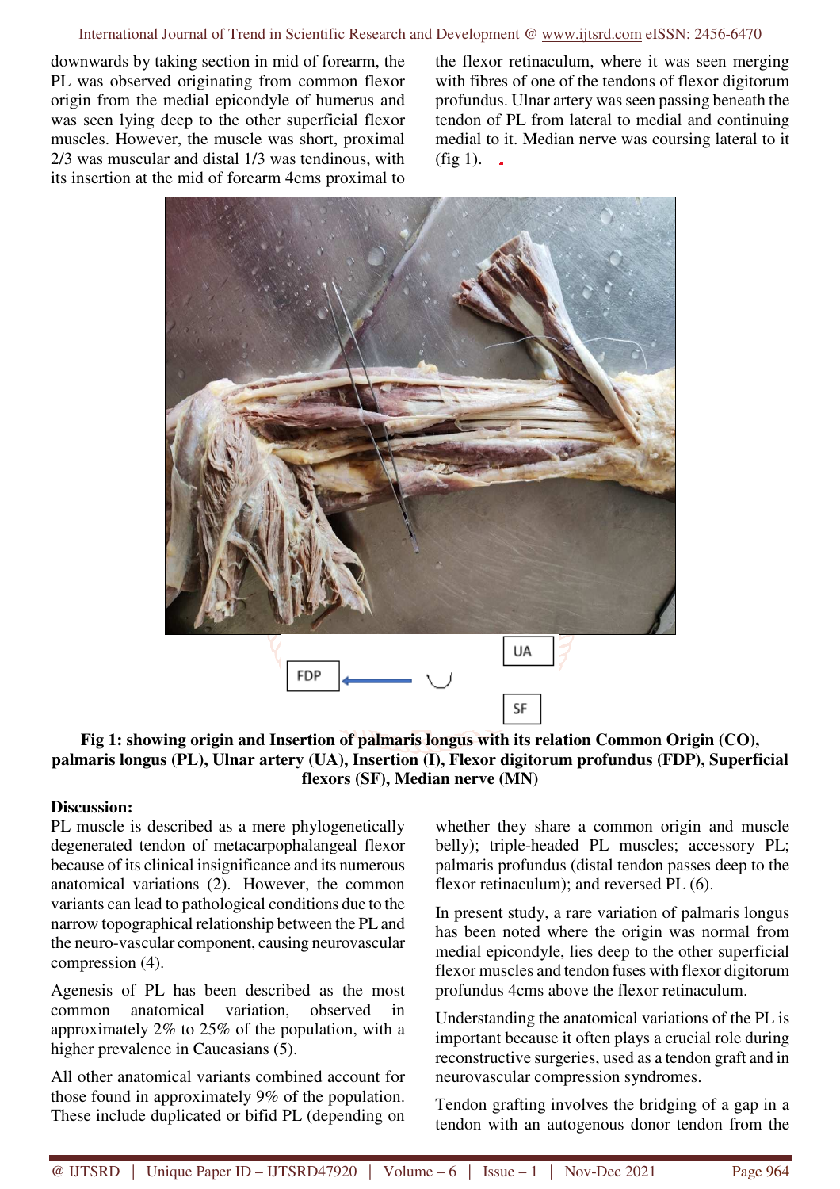downwards by taking section in mid of forearm, the PL was observed originating from common flexor origin from the medial epicondyle of humerus and was seen lying deep to the other superficial flexor muscles. However, the muscle was short, proximal 2/3 was muscular and distal 1/3 was tendinous, with its insertion at the mid of forearm 4cms proximal to the flexor retinaculum, where it was seen merging with fibres of one of the tendons of flexor digitorum profundus. Ulnar artery was seen passing beneath the tendon of PL from lateral to medial and continuing medial to it. Median nerve was coursing lateral to it (fig 1).

**Fig 1: showing origin and Insertion of palmaris longus with its relation Common Origin (CO), palmaris longus (PL), Ulnar artery (UA), Insertion (I), Flexor digitorum profundus (FDP), Superficial flexors (SF), Median nerve (MN)**

**Discussion:**

PL muscle is described as a mere phylogenetically degenerated tendon of metacarpophalangeal flexor because of its clinical insignificance and its numerous anatomical variations (2). However, the common variants can lead to pathological conditions due to the narrow topographical relationship between the PL and the neuro-vascular component, causing neurovascular compression (4).

Agenesis of PL has been described as the most common anatomical variation, observed in approximately 2% to 25% of the population, with a higher prevalence in Caucasians (5).

All other anatomical variants combined account for those found in approximately 9% of the population. These include duplicated or bifid PL (depending on whether they share a common origin and muscle belly); triple-headed PL muscles; accessory PL; palmaris profundus (distal tendon passes deep to the flexor retinaculum); and reversed PL (6).

In present study, a rare variation of palmaris longus has been noted where the origin was normal from medial epicondyle, lies deep to the other superficial flexor muscles and tendon fuses with flexor digitorum profundus 4cms above the flexor retinaculum.

Understanding the anatomical variations of the PL is important because it often plays a crucial role during reconstructive surgeries, used as a tendon graft and in neurovascular compression syndromes.

Tendon grafting involves the bridging of a gap in a tendon with an autogenous donor tendon from the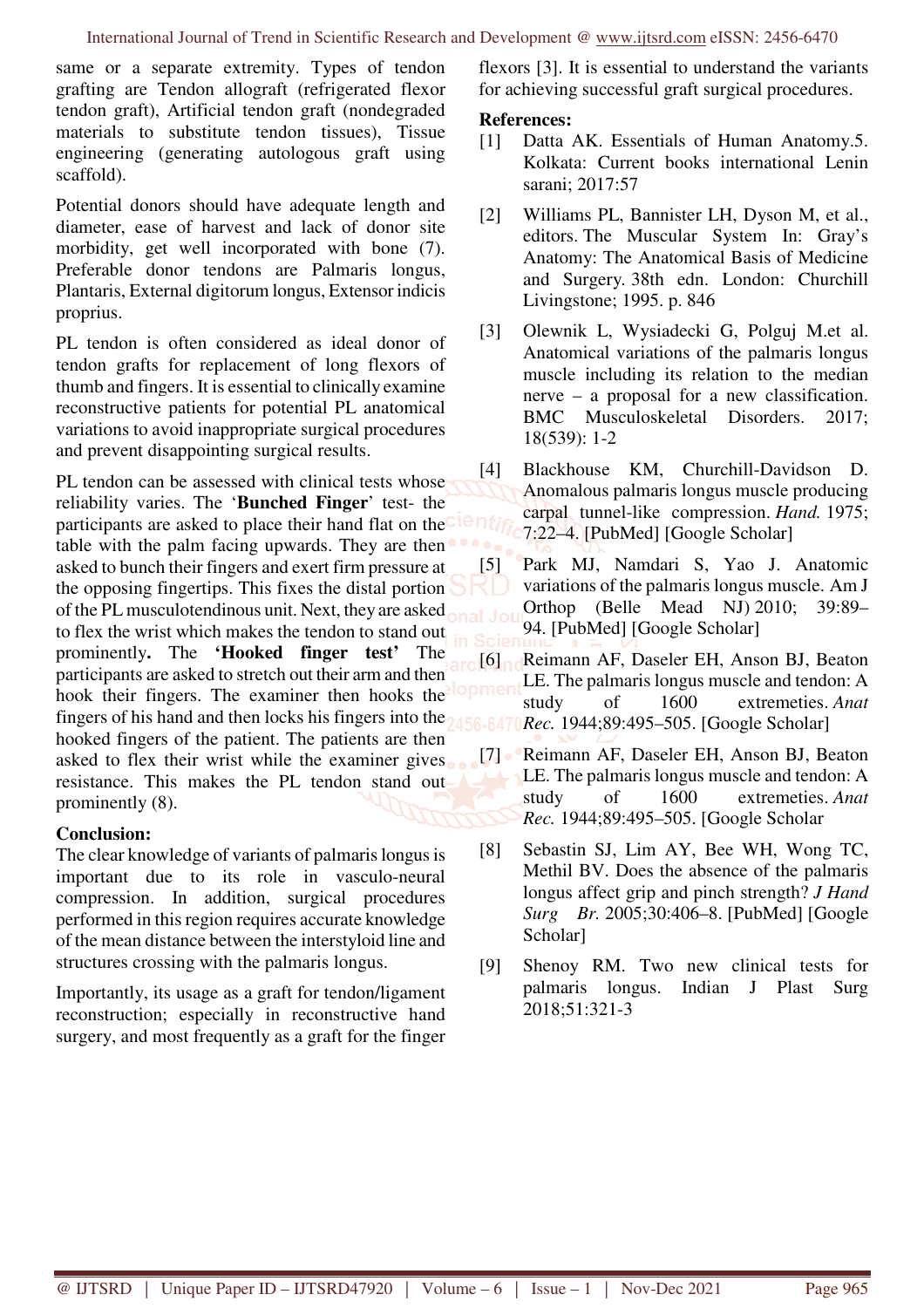same or a separate extremity. Types of tendon grafting are Tendon allograft (refrigerated flexor tendon graft), Artificial tendon graft (nondegraded materials to substitute tendon tissues), Tissue engineering (generating autologous graft using scaffold).

Potential donors should have adequate length and diameter, ease of harvest and lack of donor site morbidity, get well incorporated with bone (7). Preferable donor tendons are Palmaris longus, Plantaris, External digitorum longus, Extensor indicis proprius.

PL tendon is often considered as ideal donor of tendon grafts for replacement of long flexors of thumb and fingers. It is essential to clinically examine reconstructive patients for potential PL anatomical variations to avoid inappropriate surgical procedures and prevent disappointing surgical results.

PL tendon can be assessed with clinical tests whose reliability varies. The '**Bunched Finger**' test- the participants are asked to place their hand flat on the table with the palm facing upwards. They are then asked to bunch their fingers and exert firm pressure at the opposing fingertips. This fixes the distal portion of the PL musculotendinous unit. Next, they are asked to flex the wrist which makes the tendon to stand out prominently**.** The **'Hooked finger test'** The participants are asked to stretch out their arm and then hook their fingers. The examiner then hooks the fingers of his hand and then locks his fingers into the hooked fingers of the patient. The patients are then asked to flex their wrist while the examiner gives resistance. This makes the PL tendon stand out prominently (8).

**Conclusion:**

The clear knowledge of variants of palmaris longus is important due to its role in vasculo-neural compression. In addition, surgical procedures performed in this region requires accurate knowledge of the mean distance between the interstyloid line and structures crossing with the palmaris longus.

Importantly, its usage as a graft for tendon/ligament reconstruction; especially in reconstructive hand surgery, and most frequently as a graft for the finger flexors [3]. It is essential to understand the variants for achieving successful graft surgical procedures.

**References:**

[1] Datta AK. Essentials of Human Anatomy.5. Kolkata: Current books international Lenin sarani; 2017:57

[2] Williams PL, Bannister LH, Dyson M, et al., editors. The Muscular System In: Gray's Anatomy: The Anatomical Basis of Medicine and Surgery. 38th edn. London: Churchill Livingstone; 1995. p. 846

[3] Olewnik L, Wysiadecki G, Polguj M.et al. Anatomical variations of the palmaris longus muscle including its relation to the median nerve – a proposal for a new classification. BMC Musculoskeletal Disorders. 2017; 18(539): 1-2

[4] Blackhouse KM, Churchill-Davidson D. Anomalous palmaris longus muscle producing carpal tunnel-like compression. *Hand.* 1975; 7:22–4. [PubMed] [Google Scholar]

[5] Park MJ, Namdari S, Yao J. Anatomic variations of the palmaris longus muscle. Am J Orthop (Belle Mead NJ) 2010; 39:89–94. [PubMed] [Google Scholar]

[6] Reimann AF, Daseler EH, Anson BJ, Beaton LE. The palmaris longus muscle and tendon: A study of 1600 extremeties. *Anat Rec.* 1944;89:495–505. [Google Scholar]

[7] Reimann AF, Daseler EH, Anson BJ, Beaton LE. The palmaris longus muscle and tendon: A study of 1600 extremeties. *Anat Rec.* 1944;89:495–505. [Google Scholar

[8] Sebastin SJ, Lim AY, Bee WH, Wong TC, Methil BV. Does the absence of the palmaris longus affect grip and pinch strength? *J Hand Surg Br.* 2005;30:406–8. [PubMed] [Google Scholar]

[9] Shenoy RM. Two new clinical tests for palmaris longus. Indian J Plast Surg 2018;51:321-3